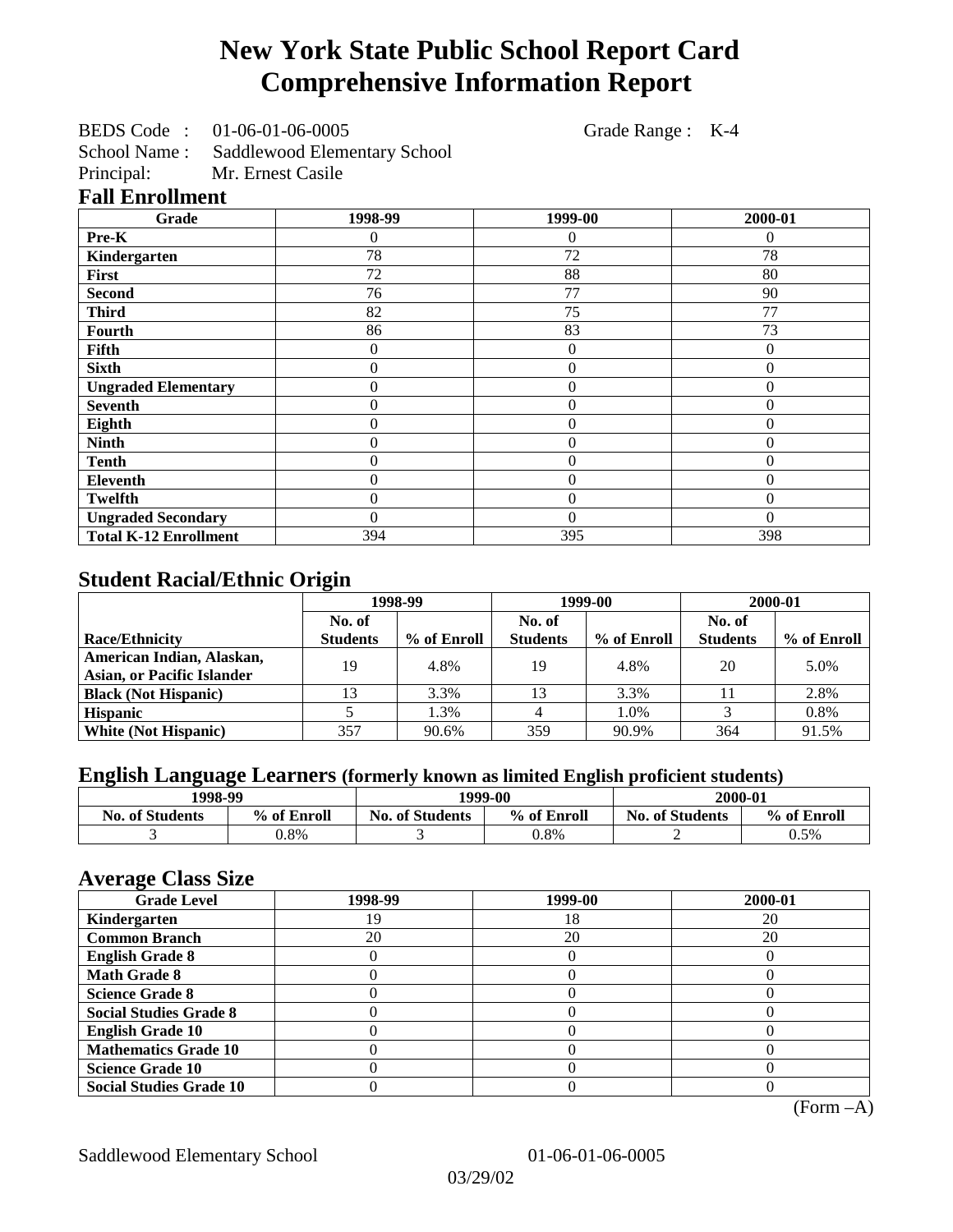# New York State Public School Report Card
# Comprehensive Information Report

BEDS Code : 01-06-01-06-0005 Grade Range : K-4

School Name : Saddlewood Elementary School

Principal: Mr. Ernest Casile

## Fall Enrollment

| Grade | 1998-99 | 1999-00 | 2000-01 |
|---|---|---|---|
| Pre-K | 0 | 0 | 0 |
| Kindergarten | 78 | 72 | 78 |
| First | 72 | 88 | 80 |
| Second | 76 | 77 | 90 |
| Third | 82 | 75 | 77 |
| Fourth | 86 | 83 | 73 |
| Fifth | 0 | 0 | 0 |
| Sixth | 0 | 0 | 0 |
| Ungraded Elementary | 0 | 0 | 0 |
| Seventh | 0 | 0 | 0 |
| Eighth | 0 | 0 | 0 |
| Ninth | 0 | 0 | 0 |
| Tenth | 0 | 0 | 0 |
| Eleventh | 0 | 0 | 0 |
| Twelfth | 0 | 0 | 0 |
| Ungraded Secondary | 0 | 0 | 0 |
| Total K-12 Enrollment | 394 | 395 | 398 |

## Student Racial/Ethnic Origin

| | 1998-99 | | 1999-00 | | 2000-01 | |
|---|---|---|---|---|---|---|
| Race/Ethnicity | No. of Students | % of Enroll | No. of Students | % of Enroll | No. of Students | % of Enroll |
| American Indian, Alaskan, Asian, or Pacific Islander | 19 | 4.8% | 19 | 4.8% | 20 | 5.0% |
| Black (Not Hispanic) | 13 | 3.3% | 13 | 3.3% | 11 | 2.8% |
| Hispanic | 5 | 1.3% | 4 | 1.0% | 3 | 0.8% |
| White (Not Hispanic) | 357 | 90.6% | 359 | 90.9% | 364 | 91.5% |

## English Language Learners (formerly known as limited English proficient students)

| 1998-99 | | 1999-00 | | 2000-01 | |
|---|---|---|---|---|---|
| No. of Students | % of Enroll | No. of Students | % of Enroll | No. of Students | % of Enroll |
| 3 | 0.8% | 3 | 0.8% | 2 | 0.5% |

## Average Class Size

| Grade Level | 1998-99 | 1999-00 | 2000-01 |
|---|---|---|---|
| Kindergarten | 19 | 18 | 20 |
| Common Branch | 20 | 20 | 20 |
| English Grade 8 | 0 | 0 | 0 |
| Math Grade 8 | 0 | 0 | 0 |
| Science Grade 8 | 0 | 0 | 0 |
| Social Studies Grade 8 | 0 | 0 | 0 |
| English Grade 10 | 0 | 0 | 0 |
| Mathematics Grade 10 | 0 | 0 | 0 |
| Science Grade 10 | 0 | 0 | 0 |
| Social Studies Grade 10 | 0 | 0 | 0 |

(Form –A)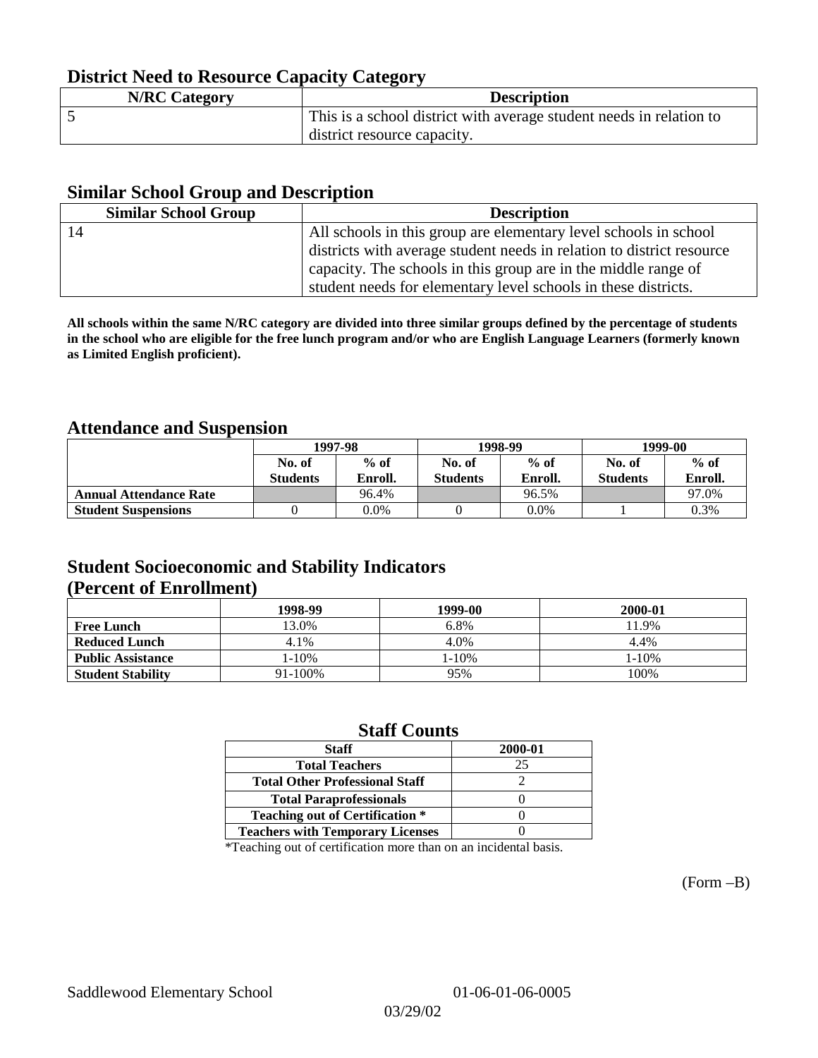## District Need to Resource Capacity Category

| N/RC Category | Description |
|---|---|
| 5 | This is a school district with average student needs in relation to district resource capacity. |

## Similar School Group and Description

| Similar School Group | Description |
|---|---|
| 14 | All schools in this group are elementary level schools in school districts with average student needs in relation to district resource capacity. The schools in this group are in the middle range of student needs for elementary level schools in these districts. |

**All schools within the same N/RC category are divided into three similar groups defined by the percentage of students in the school who are eligible for the free lunch program and/or who are English Language Learners (formerly known as Limited English proficient).**

## Attendance and Suspension

| | 1997-98 | | 1998-99 | | 1999-00 | |
|---|---|---|---|---|---|---|
| | No. of Students | % of Enroll. | No. of Students | % of Enroll. | No. of Students | % of Enroll. |
| **Annual Attendance Rate** | | 96.4% | | 96.5% | | 97.0% |
| **Student Suspensions** | 0 | 0.0% | 0 | 0.0% | 1 | 0.3% |

## Student Socioeconomic and Stability Indicators (Percent of Enrollment)

| | 1998-99 | 1999-00 | 2000-01 |
|---|---|---|---|
| **Free Lunch** | 13.0% | 6.8% | 11.9% |
| **Reduced Lunch** | 4.1% | 4.0% | 4.4% |
| **Public Assistance** | 1-10% | 1-10% | 1-10% |
| **Student Stability** | 91-100% | 95% | 100% |

## Staff Counts

| Staff | 2000-01 |
|---|---|
| Total Teachers | 25 |
| Total Other Professional Staff | 2 |
| Total Paraprofessionals | 0 |
| Teaching out of Certification * | 0 |
| Teachers with Temporary Licenses | 0 |

*Teaching out of certification more than on an incidental basis.

(Form –B)

Saddlewood Elementary School 01-06-01-06-0005

03/29/02